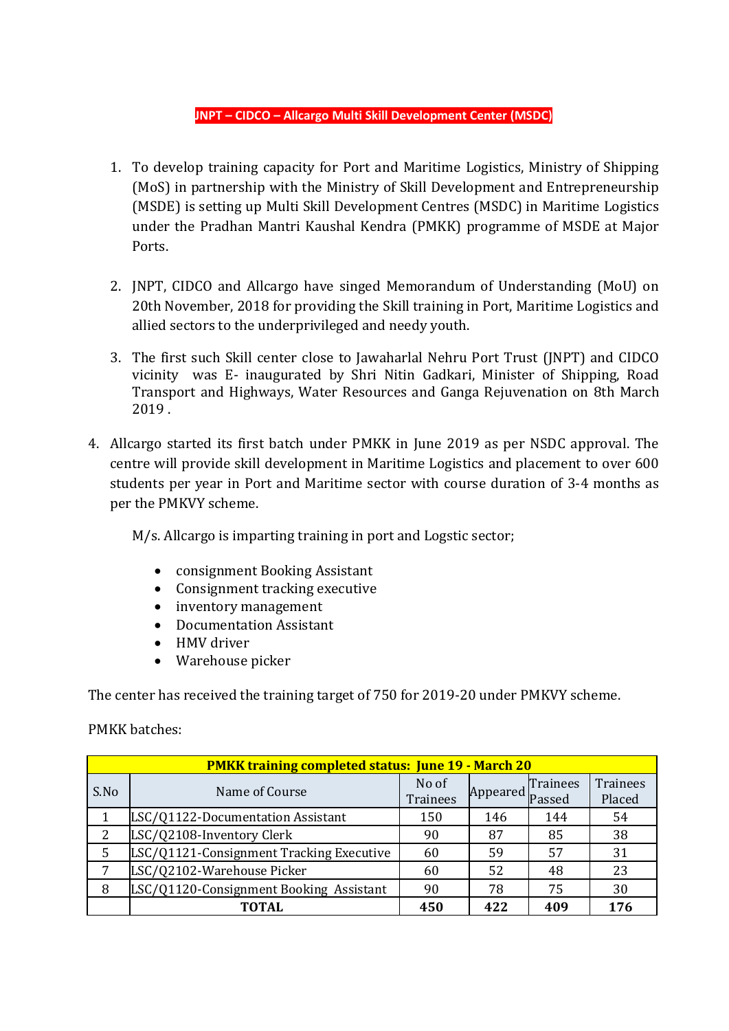# JNPT – CIDCO – Allcargo Multi Skill Development Center (MSDC)

1. To develop training capacity for Port and Maritime Logistics, Ministry of Shipping (MoS) in partnership with the Ministry of Skill Development and Entrepreneurship (MSDE) is setting up Multi Skill Development Centres (MSDC) in Maritime Logistics under the Pradhan Mantri Kaushal Kendra (PMKK) programme of MSDE at Major Ports.

2. JNPT, CIDCO and Allcargo have singed Memorandum of Understanding (MoU) on 20th November, 2018 for providing the Skill training in Port, Maritime Logistics and allied sectors to the underprivileged and needy youth.

3. The first such Skill center close to Jawaharlal Nehru Port Trust (JNPT) and CIDCO vicinity was E- inaugurated by Shri Nitin Gadkari, Minister of Shipping, Road Transport and Highways, Water Resources and Ganga Rejuvenation on 8th March 2019 .

4. Allcargo started its first batch under PMKK in June 2019 as per NSDC approval. The centre will provide skill development in Maritime Logistics and placement to over 600 students per year in Port and Maritime sector with course duration of 3-4 months as per the PMKVY scheme.

   M/s. Allcargo is imparting training in port and Logstic sector;

   - consignment Booking Assistant
   - Consignment tracking executive
   - inventory management
   - Documentation Assistant
   - HMV driver
   - Warehouse picker

The center has received the training target of 750 for 2019-20 under PMKVY scheme.

PMKK batches:

| PMKK training completed status: June 19 - March 20 | | | | | |
|---|---|---|---|---|---|
| S.No | Name of Course | No of Trainees | Appeared | Trainees Passed | Trainees Placed |
| 1 | LSC/Q1122-Documentation Assistant | 150 | 146 | 144 | 54 |
| 2 | LSC/Q2108-Inventory Clerk | 90 | 87 | 85 | 38 |
| 5 | LSC/Q1121-Consignment Tracking Executive | 60 | 59 | 57 | 31 |
| 7 | LSC/Q2102-Warehouse Picker | 60 | 52 | 48 | 23 |
| 8 | LSC/Q1120-Consignment Booking Assistant | 90 | 78 | 75 | 30 |
| | **TOTAL** | **450** | **422** | **409** | **176** |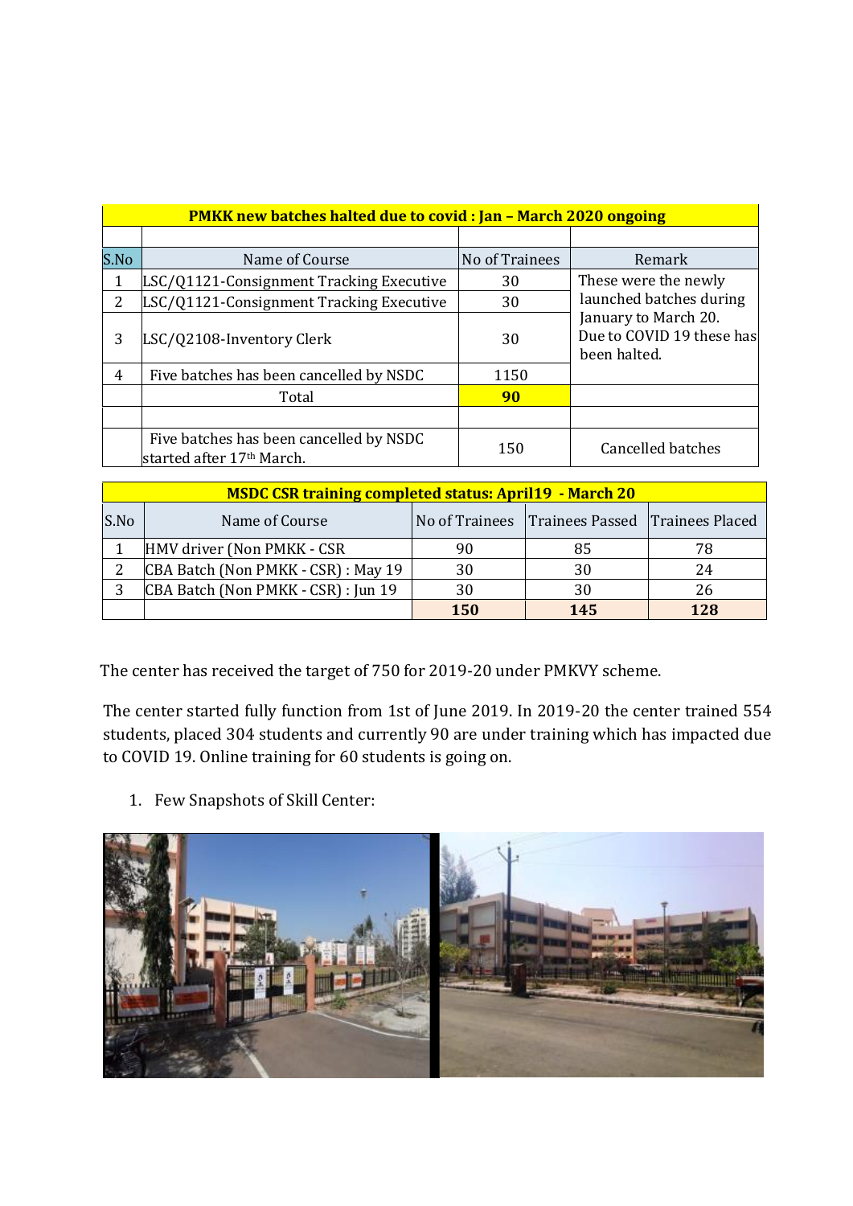| PMKK new batches halted due to covid : Jan – March 2020 ongoing | | | |
|---|---|---|---|
| | | | |
| S.No | Name of Course | No of Trainees | Remark |
| 1 | LSC/Q1121-Consignment Tracking Executive | 30 | These were the newly launched batches during January to March 20. Due to COVID 19 these has been halted. |
| 2 | LSC/Q1121-Consignment Tracking Executive | 30 | |
| 3 | LSC/Q2108-Inventory Clerk | 30 | |
| 4 | Five batches has been cancelled by NSDC | 1150 | |
| | Total | **90** | |
| | | | |
| | Five batches has been cancelled by NSDC started after 17th March. | 150 | Cancelled batches |

| MSDC CSR training completed status: April19 - March 20 | | | | |
|---|---|---|---|---|
| S.No | Name of Course | No of Trainees | Trainees Passed | Trainees Placed |
| 1 | HMV driver (Non PMKK - CSR | 90 | 85 | 78 |
| 2 | CBA Batch (Non PMKK - CSR) : May 19 | 30 | 30 | 24 |
| 3 | CBA Batch (Non PMKK - CSR) : Jun 19 | 30 | 30 | 26 |
| | | **150** | **145** | **128** |

The center has received the target of 750 for 2019-20 under PMKVY scheme.

The center started fully function from 1st of June 2019. In 2019-20 the center trained 554 students, placed 304 students and currently 90 are under training which has impacted due to COVID 19. Online training for 60 students is going on.

1. Few Snapshots of Skill Center: